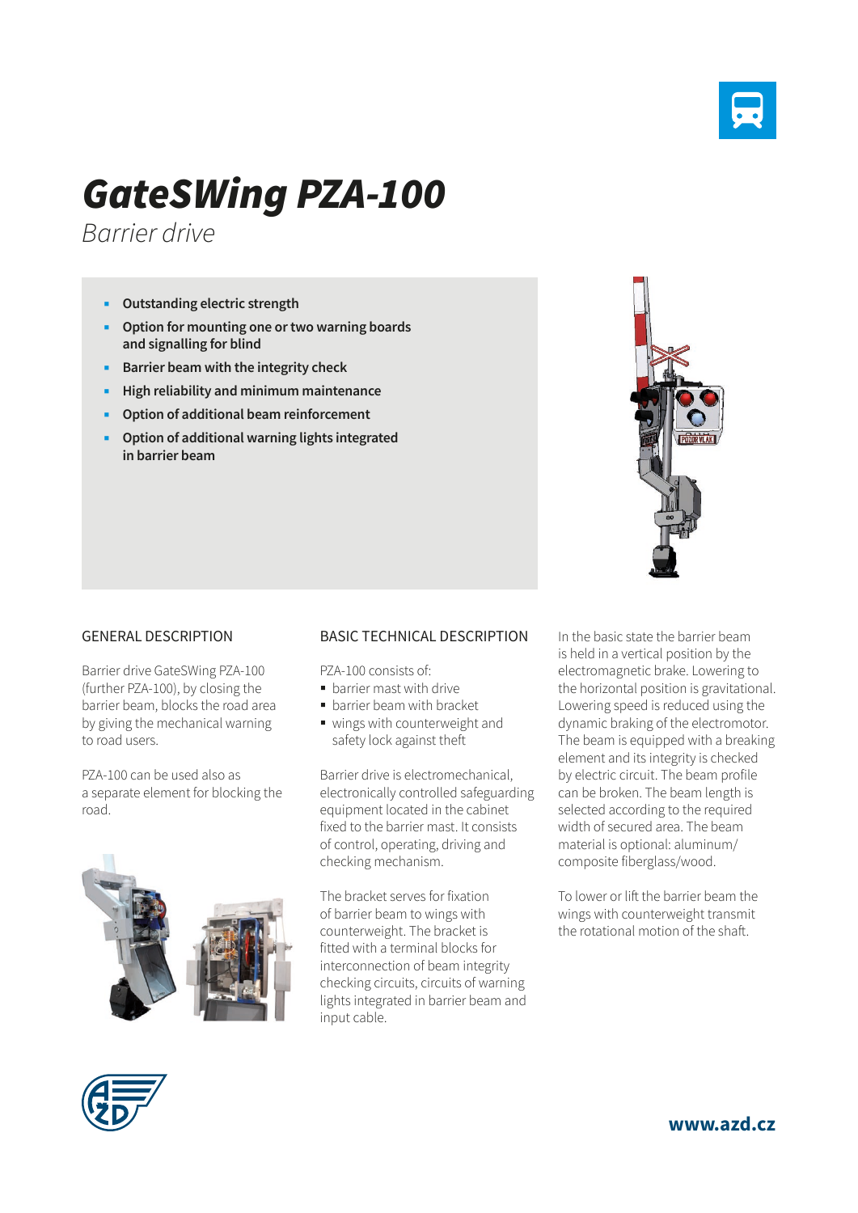# GateSWing PZA-100

*Barrier drive*

- **Outstanding electric strength**
- **Option for mounting one or two warning boards and signalling for blind**
- **Barrier beam with the integrity check**
- **High reliability and minimum maintenance**
- **Option of additional beam reinforcement**
- **Option of additional warning lights integrated in barrier beam**

## GENERAL DESCRIPTION

Barrier drive GateSWing PZA-100 (further PZA-100), by closing the barrier beam, blocks the road area by giving the mechanical warning to road users.

PZA-100 can be used also as a separate element for blocking the road.

## BASIC TECHNICAL DESCRIPTION

PZA-100 consists of:

- barrier mast with drive
- barrier beam with bracket
- wings with counterweight and safety lock against theft

Barrier drive is electromechanical, electronically controlled safeguarding equipment located in the cabinet fixed to the barrier mast. It consists of control, operating, driving and checking mechanism.

The bracket serves for fixation of barrier beam to wings with counterweight. The bracket is fitted with a terminal blocks for interconnection of beam integrity checking circuits, circuits of warning lights integrated in barrier beam and input cable.

In the basic state the barrier beam is held in a vertical position by the electromagnetic brake. Lowering to the horizontal position is gravitational. Lowering speed is reduced using the dynamic braking of the electromotor. The beam is equipped with a breaking element and its integrity is checked by electric circuit. The beam profile can be broken. The beam length is selected according to the required width of secured area. The beam material is optional: aluminum/composite fiberglass/wood.

To lower or lift the barrier beam the wings with counterweight transmit the rotational motion of the shaft.

www.azd.cz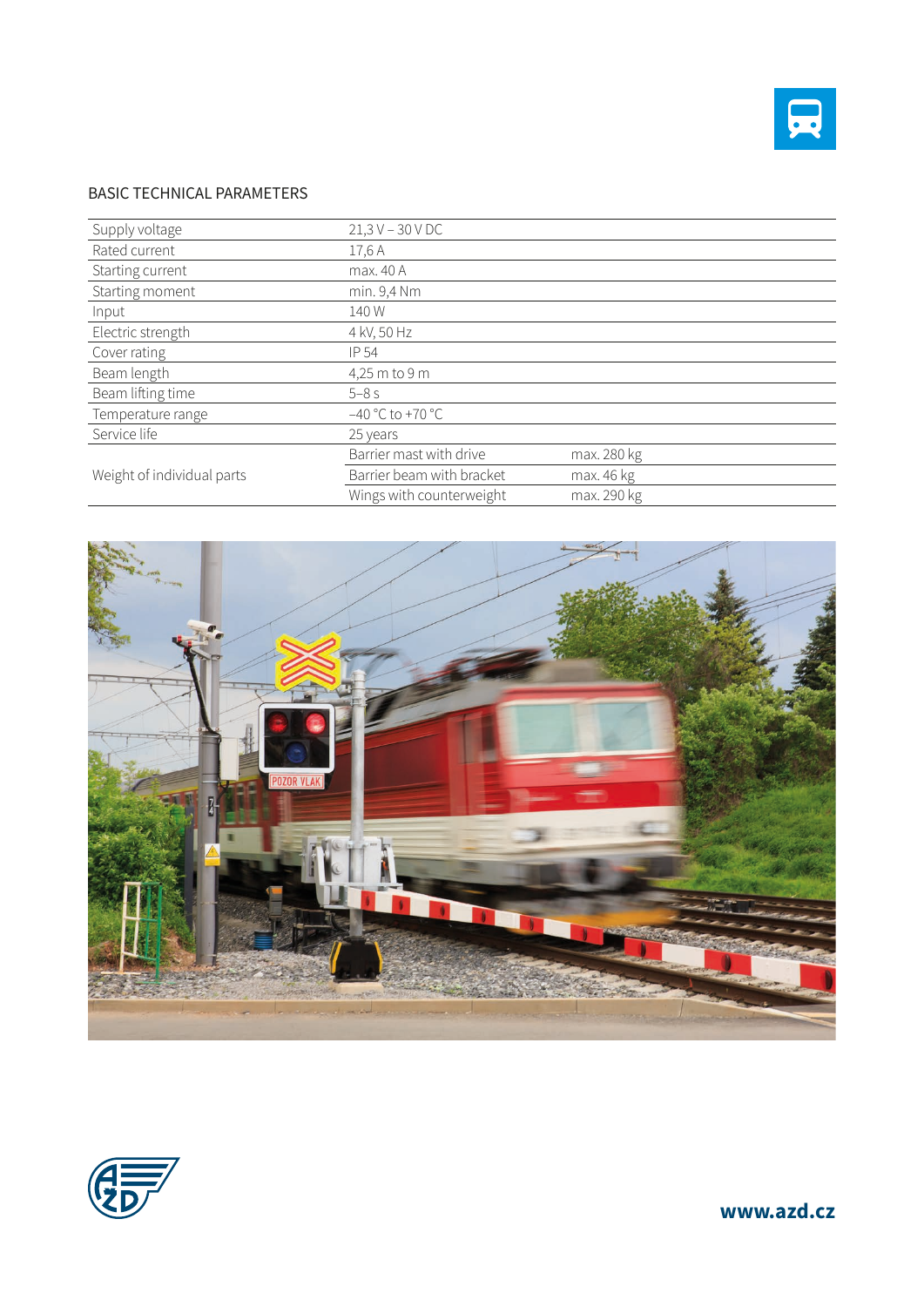## BASIC TECHNICAL PARAMETERS

| | | |
|---|---|---|
| Supply voltage | 21,3 V – 30 V DC | |
| Rated current | 17,6 A | |
| Starting current | max. 40 A | |
| Starting moment | min. 9,4 Nm | |
| Input | 140 W | |
| Electric strength | 4 kV, 50 Hz | |
| Cover rating | IP 54 | |
| Beam length | 4,25 m to 9 m | |
| Beam lifting time | 5–8 s | |
| Temperature range | –40 °C to +70 °C | |
| Service life | 25 years | |
| Weight of individual parts | Barrier mast with drive | max. 280 kg |
| | Barrier beam with bracket | max. 46 kg |
| | Wings with counterweight | max. 290 kg |

www.azd.cz